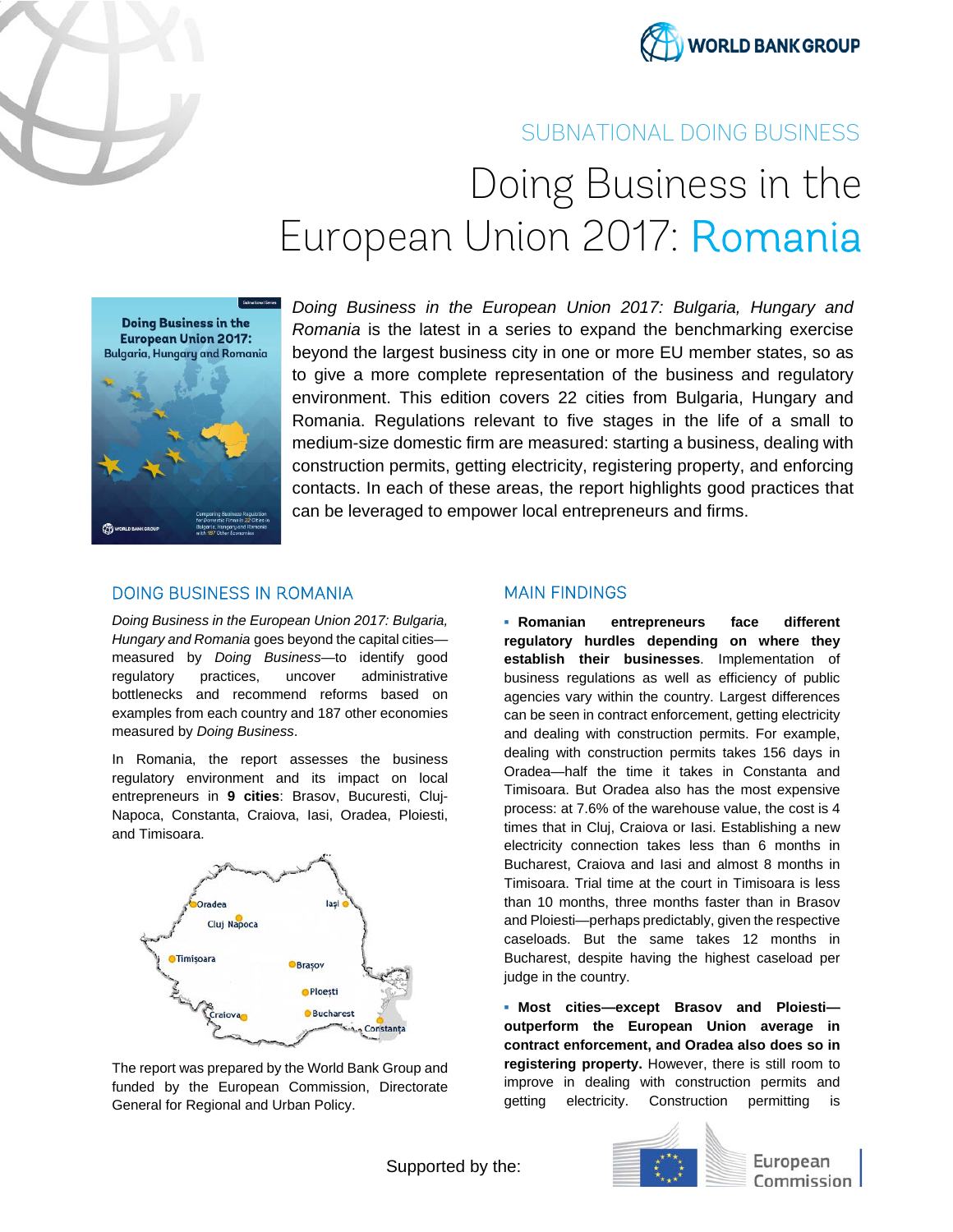SUBNATIONAL DOING BUSINESS

# Doing Business in the European Union 2017: Romania

*Doing Business in the European Union 2017: Bulgaria, Hungary and Romania* is the latest in a series to expand the benchmarking exercise beyond the largest business city in one or more EU member states, so as to give a more complete representation of the business and regulatory environment. This edition covers 22 cities from Bulgaria, Hungary and Romania. Regulations relevant to five stages in the life of a small to medium-size domestic firm are measured: starting a business, dealing with construction permits, getting electricity, registering property, and enforcing contacts. In each of these areas, the report highlights good practices that can be leveraged to empower local entrepreneurs and firms.

## DOING BUSINESS IN ROMANIA

*Doing Business in the European Union 2017: Bulgaria, Hungary and Romania* goes beyond the capital cities—measured by *Doing Business*—to identify good regulatory practices, uncover administrative bottlenecks and recommend reforms based on examples from each country and 187 other economies measured by *Doing Business*.

In Romania, the report assesses the business regulatory environment and its impact on local entrepreneurs in **9 cities**: Brasov, Bucuresti, Cluj-Napoca, Constanta, Craiova, Iasi, Oradea, Ploiesti, and Timisoara.

The report was prepared by the World Bank Group and funded by the European Commission, Directorate General for Regional and Urban Policy.

## MAIN FINDINGS

- **Romanian entrepreneurs face different regulatory hurdles depending on where they establish their businesses.** Implementation of business regulations as well as efficiency of public agencies vary within the country. Largest differences can be seen in contract enforcement, getting electricity and dealing with construction permits. For example, dealing with construction permits takes 156 days in Oradea—half the time it takes in Constanta and Timisoara. But Oradea also has the most expensive process: at 7.6% of the warehouse value, the cost is 4 times that in Cluj, Craiova or Iasi. Establishing a new electricity connection takes less than 6 months in Bucharest, Craiova and Iasi and almost 8 months in Timisoara. Trial time at the court in Timisoara is less than 10 months, three months faster than in Brasov and Ploiesti—perhaps predictably, given the respective caseloads. But the same takes 12 months in Bucharest, despite having the highest caseload per judge in the country.

- **Most cities—except Brasov and Ploiesti—outperform the European Union average in contract enforcement, and Oradea also does so in registering property.** However, there is still room to improve in dealing with construction permits and getting electricity. Construction permitting is

Supported by the: European Commission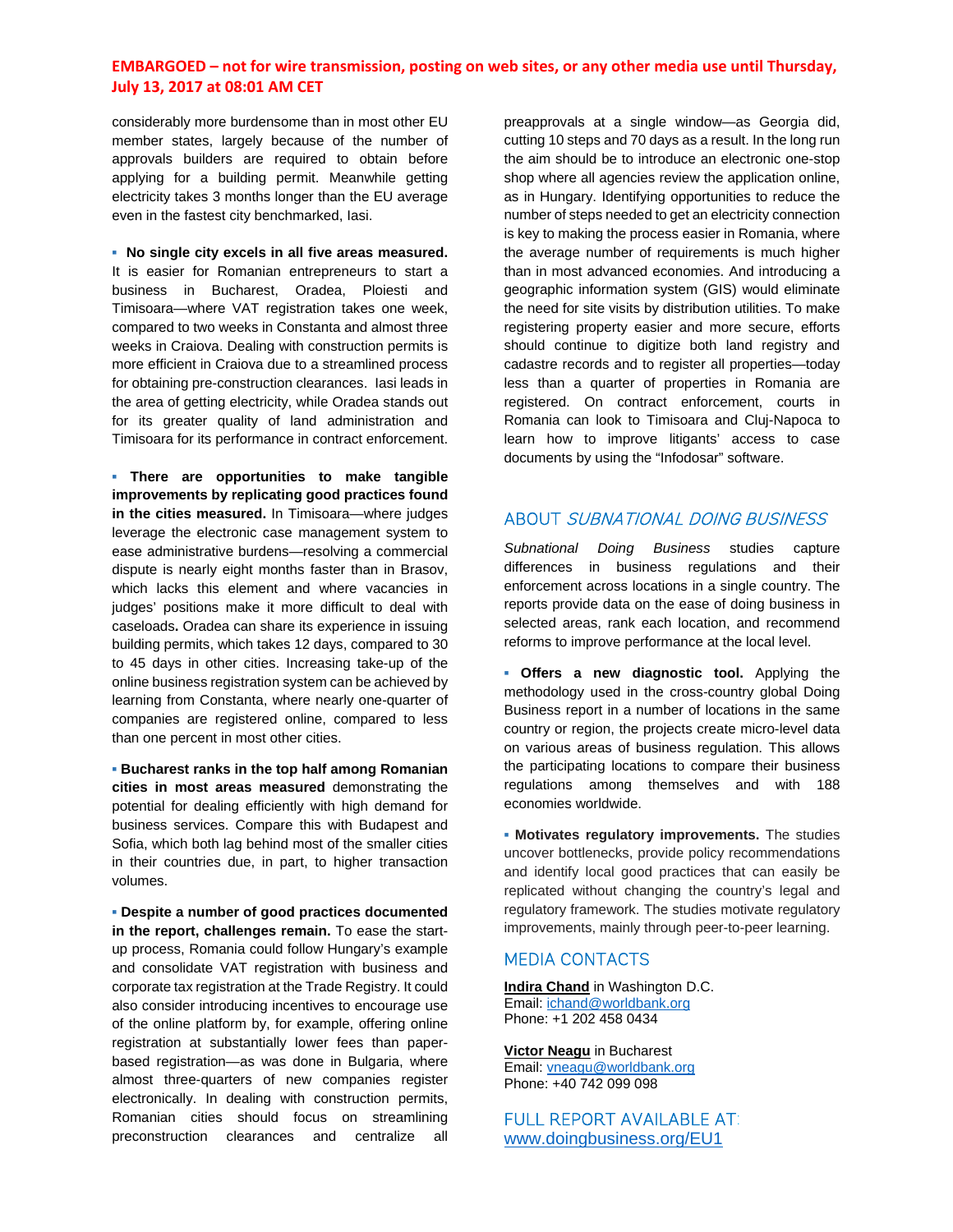**EMBARGOED – not for wire transmission, posting on web sites, or any other media use until Thursday, July 13, 2017 at 08:01 AM CET**

considerably more burdensome than in most other EU member states, largely because of the number of approvals builders are required to obtain before applying for a building permit. Meanwhile getting electricity takes 3 months longer than the EU average even in the fastest city benchmarked, Iasi.

- **No single city excels in all five areas measured.** It is easier for Romanian entrepreneurs to start a business in Bucharest, Oradea, Ploiesti and Timisoara—where VAT registration takes one week, compared to two weeks in Constanta and almost three weeks in Craiova. Dealing with construction permits is more efficient in Craiova due to a streamlined process for obtaining pre-construction clearances. Iasi leads in the area of getting electricity, while Oradea stands out for its greater quality of land administration and Timisoara for its performance in contract enforcement.

- **There are opportunities to make tangible improvements by replicating good practices found in the cities measured.** In Timisoara—where judges leverage the electronic case management system to ease administrative burdens—resolving a commercial dispute is nearly eight months faster than in Brasov, which lacks this element and where vacancies in judges' positions make it more difficult to deal with caseloads**.** Oradea can share its experience in issuing building permits, which takes 12 days, compared to 30 to 45 days in other cities. Increasing take-up of the online business registration system can be achieved by learning from Constanta, where nearly one-quarter of companies are registered online, compared to less than one percent in most other cities.

- **Bucharest ranks in the top half among Romanian cities in most areas measured** demonstrating the potential for dealing efficiently with high demand for business services. Compare this with Budapest and Sofia, which both lag behind most of the smaller cities in their countries due, in part, to higher transaction volumes.

- **Despite a number of good practices documented in the report, challenges remain.** To ease the start-up process, Romania could follow Hungary's example and consolidate VAT registration with business and corporate tax registration at the Trade Registry. It could also consider introducing incentives to encourage use of the online platform by, for example, offering online registration at substantially lower fees than paper-based registration—as was done in Bulgaria, where almost three-quarters of new companies register electronically. In dealing with construction permits, Romanian cities should focus on streamlining preconstruction clearances and centralize all preapprovals at a single window—as Georgia did, cutting 10 steps and 70 days as a result. In the long run the aim should be to introduce an electronic one-stop shop where all agencies review the application online, as in Hungary. Identifying opportunities to reduce the number of steps needed to get an electricity connection is key to making the process easier in Romania, where the average number of requirements is much higher than in most advanced economies. And introducing a geographic information system (GIS) would eliminate the need for site visits by distribution utilities. To make registering property easier and more secure, efforts should continue to digitize both land registry and cadastre records and to register all properties—today less than a quarter of properties in Romania are registered. On contract enforcement, courts in Romania can look to Timisoara and Cluj-Napoca to learn how to improve litigants' access to case documents by using the "Infodosar" software.

## ABOUT *SUBNATIONAL DOING BUSINESS*

*Subnational Doing Business* studies capture differences in business regulations and their enforcement across locations in a single country. The reports provide data on the ease of doing business in selected areas, rank each location, and recommend reforms to improve performance at the local level.

- **Offers a new diagnostic tool.** Applying the methodology used in the cross-country global Doing Business report in a number of locations in the same country or region, the projects create micro-level data on various areas of business regulation. This allows the participating locations to compare their business regulations among themselves and with 188 economies worldwide.

- **Motivates regulatory improvements.** The studies uncover bottlenecks, provide policy recommendations and identify local good practices that can easily be replicated without changing the country's legal and regulatory framework. The studies motivate regulatory improvements, mainly through peer-to-peer learning.

## MEDIA CONTACTS

**Indira Chand** in Washington D.C.
Email: ichand@worldbank.org
Phone: +1 202 458 0434

**Victor Neagu** in Bucharest
Email: vneagu@worldbank.org
Phone: +40 742 099 098

## FULL REPORT AVAILABLE AT:
www.doingbusiness.org/EU1